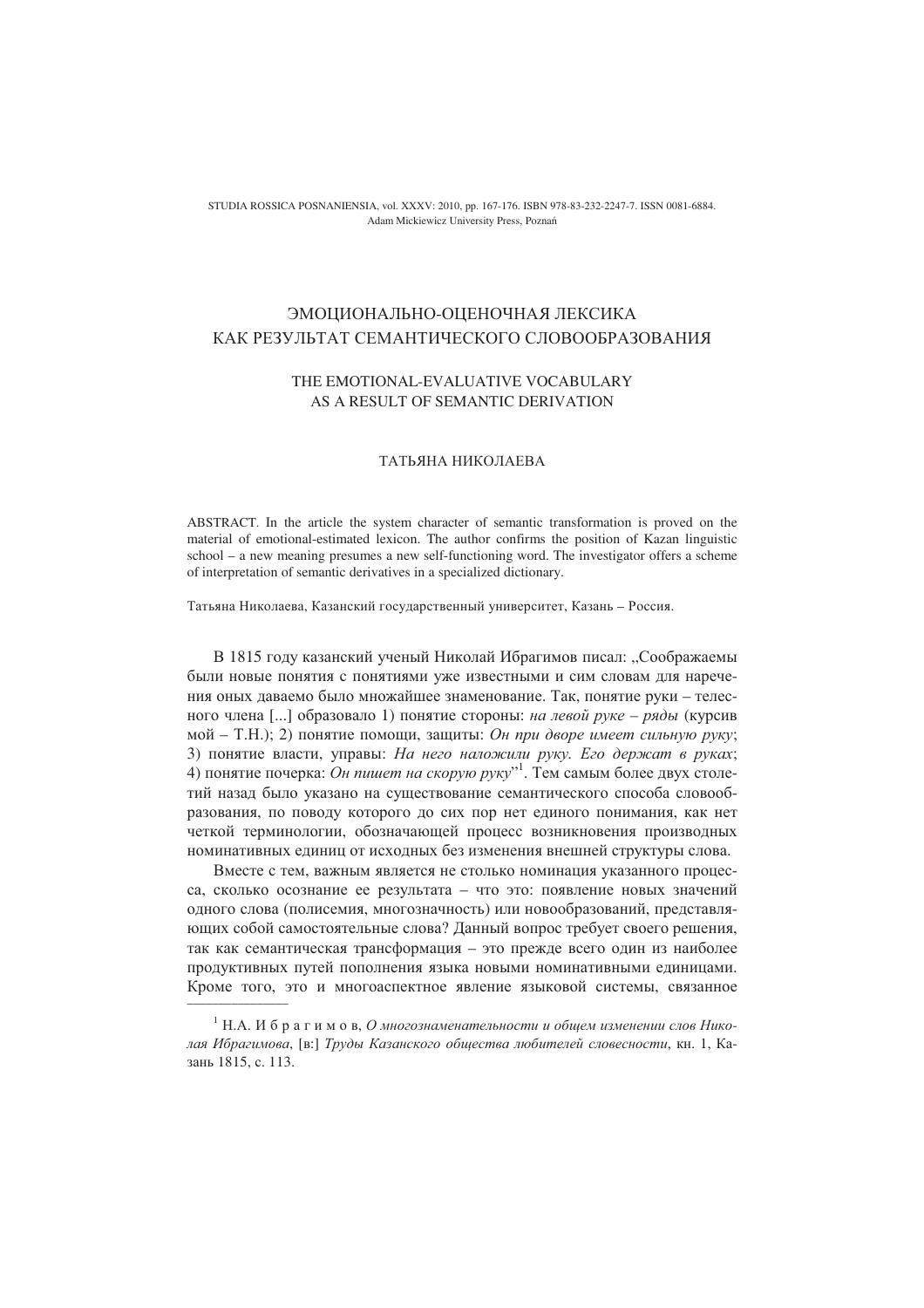STUDIA ROSSICA POSNANIENSIA, vol. XXXV: 2010, pp. 167-176. ISBN 978-83-232-2247-7. ISSN 0081-6884.
Adam Mickiewicz University Press, Poznań

# ЭМОЦИОНАЛЬНО-ОЦЕНОЧНАЯ ЛЕКСИКА КАК РЕЗУЛЬТАТ СЕМАНТИЧЕСКОГО СЛОВООБРАЗОВАНИЯ

## THE EMOTIONAL-EVALUATIVE VOCABULARY AS A RESULT OF SEMANTIC DERIVATION

ТАТЬЯНА НИКОЛАЕВА

ABSTRACT. In the article the system character of semantic transformation is proved on the material of emotional-estimated lexicon. The author confirms the position of Kazan linguistic school – a new meaning presumes a new self-functioning word. The investigator offers a scheme of interpretation of semantic derivatives in a specialized dictionary.

Татьяна Николаева, Казанский государственный университет, Казань – Россия.

В 1815 году казанский ученый Николай Ибрагимов писал: „Соображаемы были новые понятия с понятиями уже известными и сим словам для наречения оных даваемо было множайшее знаменование. Так, понятие руки – телесного члена [...] образовало 1) понятие стороны: *на левой руке – ряды* (курсив мой – Т.Н.); 2) понятие помощи, защиты: *Он при дворе имеет сильную руку*; 3) понятие власти, управы: *На него наложили руку. Его держат в руках*; 4) понятие почерка: *Он пишет на скорую руку*"[1]. Тем самым более двух столетий назад было указано на существование семантического способа словообразования, по поводу которого до сих пор нет единого понимания, как нет четкой терминологии, обозначающей процесс возникновения производных номинативных единиц от исходных без изменения внешней структуры слова.

Вместе с тем, важным является не столько номинация указанного процесса, сколько осознание ее результата – что это: появление новых значений одного слова (полисемия, многозначность) или новообразований, представляющих собой самостоятельные слова? Данный вопрос требует своего решения, так как семантическая трансформация – это прежде всего один из наиболее продуктивных путей пополнения языка новыми номинативными единицами. Кроме того, это и многоаспектное явление языковой системы, связанное

---

[1] Н.А. Ибрагимов, *О многознаменательности и общем изменении слов Николая Ибрагимова*, [в:] *Труды Казанского общества любителей словесности*, кн. 1, Казань 1815, с. 113.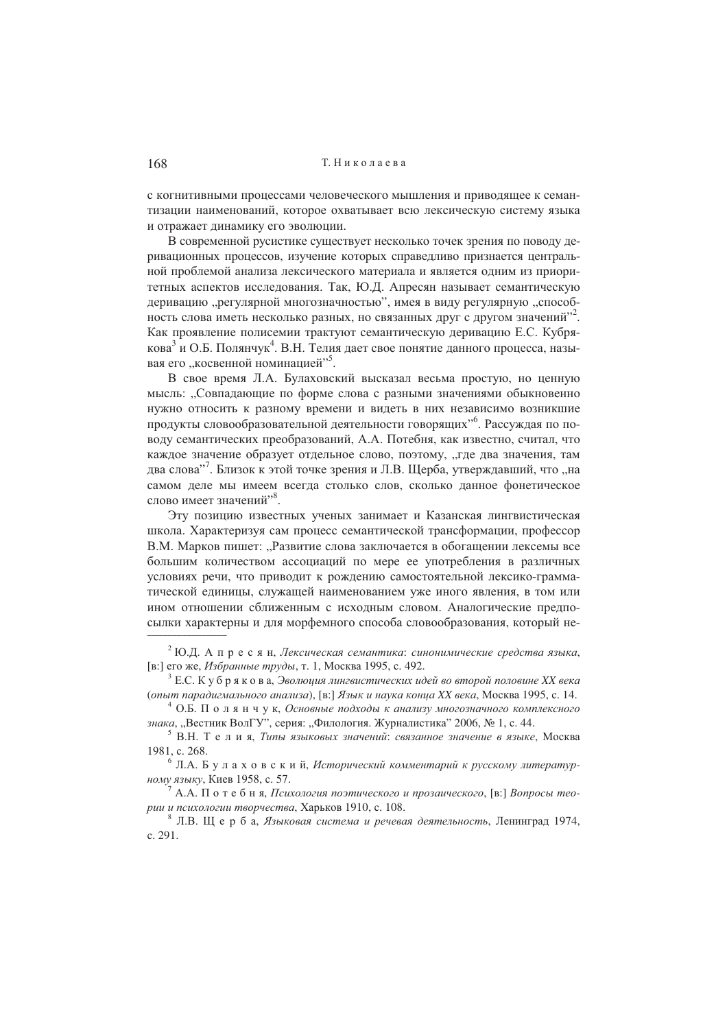с когнитивными процессами человеческого мышления и приводящее к семантизации наименований, которое охватывает всю лексическую систему языка и отражает динамику его эволюции.

В современной русистике существует несколько точек зрения по поводу деривационных процессов, изучение которых справедливо признается центральной проблемой анализа лексического материала и является одним из приоритетных аспектов исследования. Так, Ю.Д. Апресян называет семантическую деривацию „регулярной многозначностью", имея в виду регулярную „способность слова иметь несколько разных, но связанных друг с другом значений"[2]. Как проявление полисемии трактуют семантическую деривацию Е.С. Кубрякова[3] и О.Б. Полянчук[4]. В.Н. Телия дает свое понятие данного процесса, называя его „косвенной номинацией"[5].

В свое время Л.А. Булаховский высказал весьма простую, но ценную мысль: „Совпадающие по форме слова с разными значениями обыкновенно нужно относить к разному времени и видеть в них независимо возникшие продукты словообразовательной деятельности говорящих"[6]. Рассуждая по поводу семантических преобразований, А.А. Потебня, как известно, считал, что каждое значение образует отдельное слово, поэтому, „где два значения, там два слова"[7]. Близок к этой точке зрения и Л.В. Щерба, утверждавший, что „на самом деле мы имеем всегда столько слов, сколько данное фонетическое слово имеет значений"[8].

Эту позицию известных ученых занимает и Казанская лингвистическая школа. Характеризуя сам процесс семантической трансформации, профессор В.М. Марков пишет: „Развитие слова заключается в обогащении лексемы все большим количеством ассоциаций по мере ее употребления в различных условиях речи, что приводит к рождению самостоятельной лексико-грамматической единицы, служащей наименованием уже иного явления, в том или ином отношении сближенным с исходным словом. Аналогические предпосылки характерны и для морфемного способа словообразования, который не-

---

[2] Ю.Д. Апресян, *Лексическая семантика*: *синонимические средства языка*, [в:] его же, *Избранные труды*, т. 1, Москва 1995, с. 492.

[3] Е.С. Кубрякова, *Эволюция лингвистических идей во второй половине XX века* (*опыт парадигмального анализа*), [в:] *Язык и наука конца XX века*, Москва 1995, с. 14.

[4] О.Б. Полянчук, *Основные подходы к анализу многозначного комплексного знака*, „Вестник ВолГУ", серия: „Филология. Журналистика" 2006, № 1, с. 44.

[5] В.Н. Телия, *Типы языковых значений*: *связанное значение в языке*, Москва 1981, с. 268.

[6] Л.А. Булаховский, *Исторический комментарий к русскому литературному языку*, Киев 1958, с. 57.

[7] А.А. Потебня, *Психология поэтического и прозаического*, [в:] *Вопросы теории и психологии творчества*, Харьков 1910, с. 108.

[8] Л.В. Щерба, *Языковая система и речевая деятельность*, Ленинград 1974, с. 291.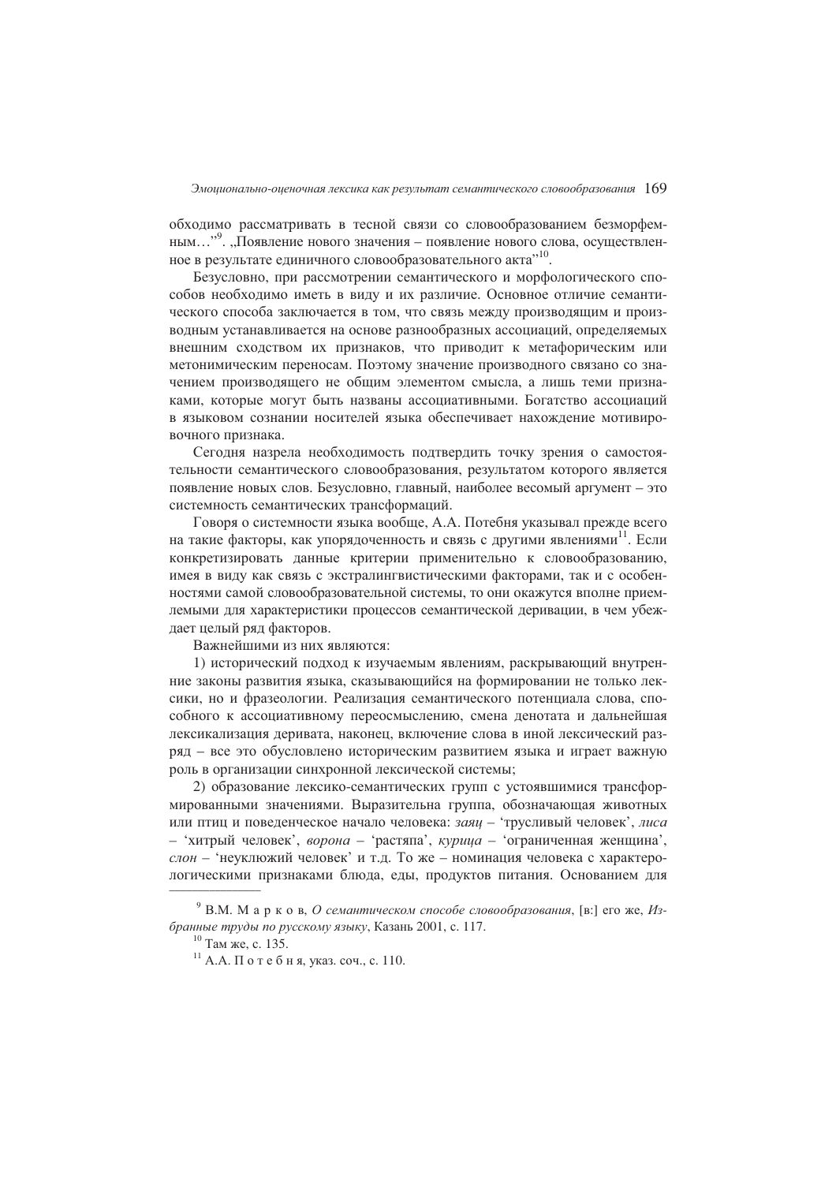обходимо рассматривать в тесной связи со словообразованием безморфемным…"[9]. „Появление нового значения – появление нового слова, осуществленное в результате единичного словообразовательного акта"[10].

Безусловно, при рассмотрении семантического и морфологического способов необходимо иметь в виду и их различие. Основное отличие семантического способа заключается в том, что связь между производящим и производным устанавливается на основе разнообразных ассоциаций, определяемых внешним сходством их признаков, что приводит к метафорическим или метонимическим переносам. Поэтому значение производного связано со значением производящего не общим элементом смысла, а лишь теми признаками, которые могут быть названы ассоциативными. Богатство ассоциаций в языковом сознании носителей языка обеспечивает нахождение мотивировочного признака.

Сегодня назрела необходимость подтвердить точку зрения о самостоятельности семантического словообразования, результатом которого является появление новых слов. Безусловно, главный, наиболее весомый аргумент – это системность семантических трансформаций.

Говоря о системности языка вообще, А.А. Потебня указывал прежде всего на такие факторы, как упорядоченность и связь с другими явлениями[11]. Если конкретизировать данные критерии применительно к словообразованию, имея в виду как связь с экстралингвистическими факторами, так и с особенностями самой словообразовательной системы, то они окажутся вполне приемлемыми для характеристики процессов семантической деривации, в чем убеждает целый ряд факторов.

Важнейшими из них являются:

1) исторический подход к изучаемым явлениям, раскрывающий внутренние законы развития языка, сказывающийся на формировании не только лексики, но и фразеологии. Реализация семантического потенциала слова, способного к ассоциативному переосмыслению, смена денотата и дальнейшая лексикализация деривата, наконец, включение слова в иной лексический разряд – все это обусловлено историческим развитием языка и играет важную роль в организации синхронной лексической системы;

2) образование лексико-семантических групп с устоявшимися трансформированными значениями. Выразительна группа, обозначающая животных или птиц и поведенческое начало человека: *заяц* – 'трусливый человек', *лиса* – 'хитрый человек', *ворона* – 'растяпа', *курица* – 'ограниченная женщина', *слон* – 'неуклюжий человек' и т.д. То же – номинация человека с характерологическими признаками блюда, еды, продуктов питания. Основанием для

---

[9] В.М. М а р к о в, *О семантическом способе словообразования*, [в:] его же, *Избранные труды по русскому языку*, Казань 2001, с. 117.

[10] Там же, с. 135.

[11] А.А. П о т е б н я, указ. соч., с. 110.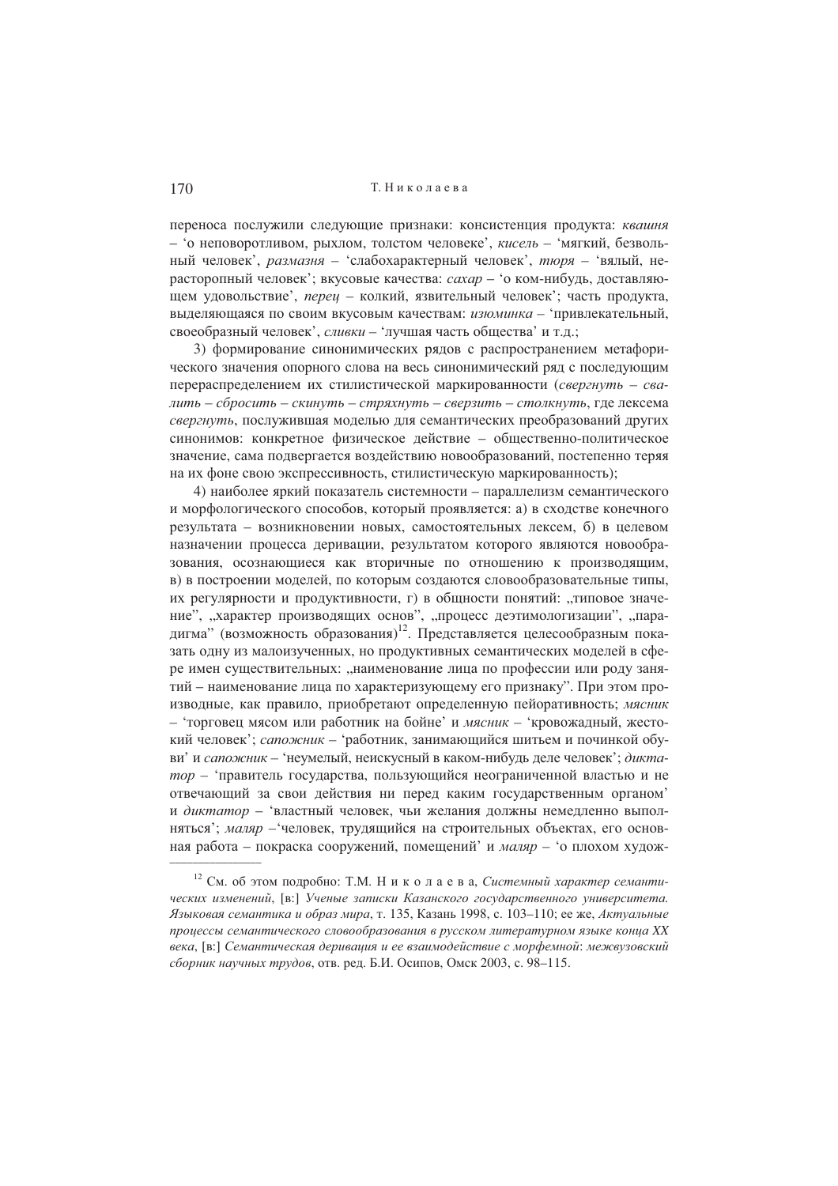переноса послужили следующие признаки: консистенция продукта: *квашня* – 'о неповоротливом, рыхлом, толстом человеке', *кисель* – 'мягкий, безвольный человек', *размазня* – 'слабохарактерный человек', *тюря* – 'вялый, нерасторопный человек'; вкусовые качества: *сахар* – 'о ком-нибудь, доставляющем удовольствие', *перец* – колкий, язвительный человек'; часть продукта, выделяющаяся по своим вкусовым качествам: *изюминка* – 'привлекательный, своеобразный человек', *сливки* – 'лучшая часть общества' и т.д.;

3) формирование синонимических рядов с распространением метафорического значения опорного слова на весь синонимический ряд с последующим перераспределением их стилистической маркированности (*свергнуть – свалить – сбросить – скинуть – стряхнуть – сверзить – столкнуть*, где лексема *свергнуть*, послужившая моделью для семантических преобразований других синонимов: конкретное физическое действие – общественно-политическое значение, сама подвергается воздействию новообразований, постепенно теряя на их фоне свою экспрессивность, стилистическую маркированность);

4) наиболее яркий показатель системности – параллелизм семантического и морфологического способов, который проявляется: а) в сходстве конечного результата – возникновении новых, самостоятельных лексем, б) в целевом назначении процесса деривации, результатом которого являются новообразования, осознающиеся как вторичные по отношению к производящим, в) в построении моделей, по которым создаются словообразовательные типы, их регулярности и продуктивности, г) в общности понятий: „типовое значение", „характер производящих основ", „процесс деэтимологизации", „парадигма" (возможность образования)[12]. Представляется целесообразным показать одну из малоизученных, но продуктивных семантических моделей в сфере имен существительных: „наименование лица по профессии или роду занятий – наименование лица по характеризующему его признаку". При этом производные, как правило, приобретают определенную пейоративность; *мясник* – 'торговец мясом или работник на бойне' и *мясник* – 'кровожадный, жестокий человек'; *сапожник* – 'работник, занимающийся шитьем и починкой обуви' и *сапожник* – 'неумелый, неискусный в каком-нибудь деле человек'; *диктатор* – 'правитель государства, пользующийся неограниченной властью и не отвечающий за свои действия ни перед каким государственным органом' и *диктатор* – 'властный человек, чьи желания должны немедленно выполняться'; *маляр* –'человек, трудящийся на строительных объектах, его основная работа – покраска сооружений, помещений' и *маляр* – 'о плохом худож-

---

[12] См. об этом подробно: Т.М. Н и к о л а е в а, *Системный характер семантических изменений*, [в:] *Ученые записки Казанского государственного университета. Языковая семантика и образ мира*, т. 135, Казань 1998, с. 103–110; ее же, *Актуальные процессы семантического словообразования в русском литературном языке конца XX века*, [в:] *Семантическая деривация и ее взаимодействие с морфемной*: *межвузовский сборник научных трудов*, отв. ред. Б.И. Осипов, Омск 2003, с. 98–115.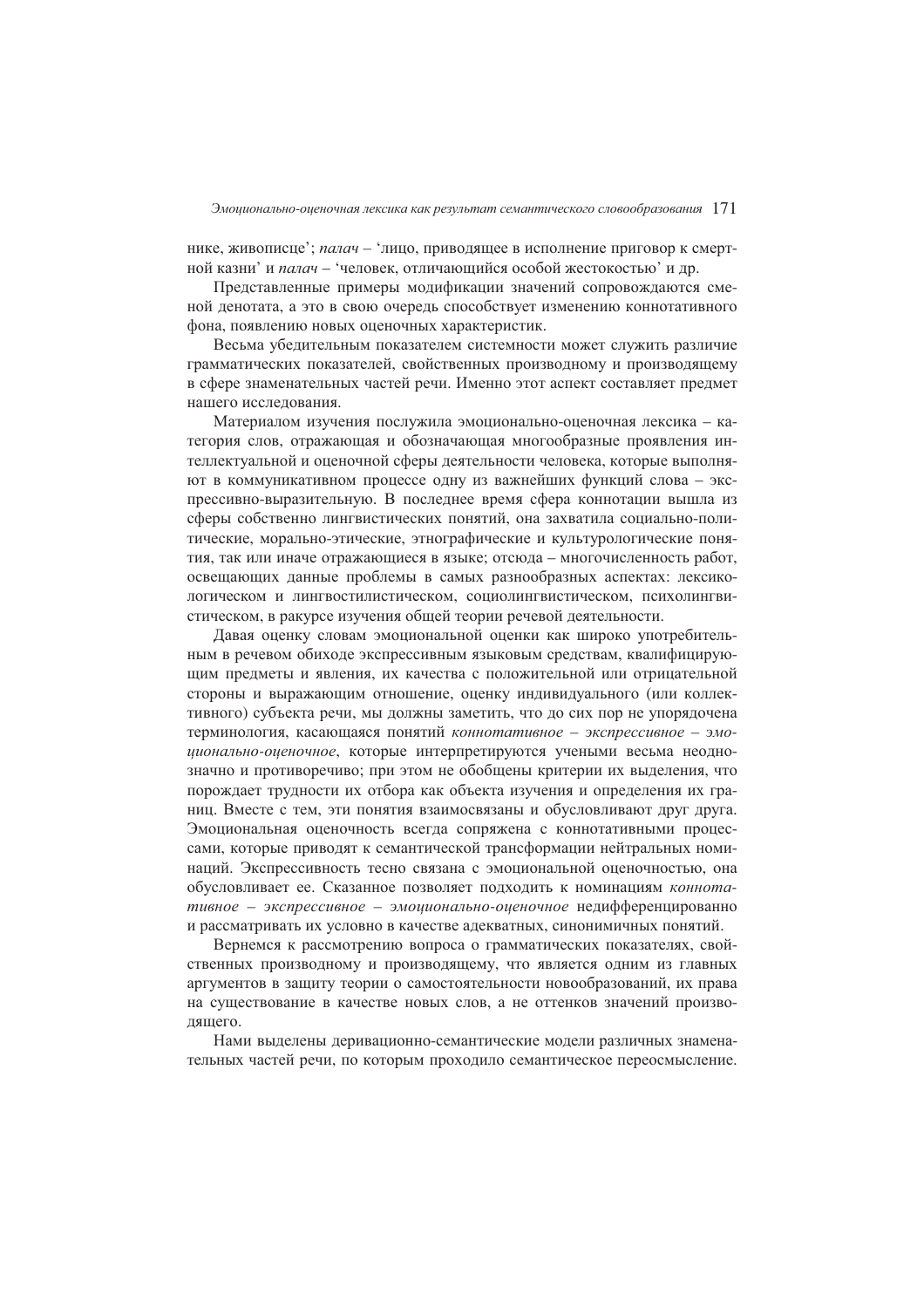нике, живописце'; *палач* – 'лицо, приводящее в исполнение приговор к смертной казни' и *палач* – 'человек, отличающийся особой жестокостью' и др.

Представленные примеры модификации значений сопровождаются сменой денотата, а это в свою очередь способствует изменению коннотативного фона, появлению новых оценочных характеристик.

Весьма убедительным показателем системности может служить различие грамматических показателей, свойственных производному и производящему в сфере знаменательных частей речи. Именно этот аспект составляет предмет нашего исследования.

Материалом изучения послужила эмоционально-оценочная лексика – категория слов, отражающая и обозначающая многообразные проявления интеллектуальной и оценочной сферы деятельности человека, которые выполняют в коммуникативном процессе одну из важнейших функций слова – экспрессивно-выразительную. В последнее время сфера коннотации вышла из сферы собственно лингвистических понятий, она захватила социально-политические, морально-этические, этнографические и культурологические понятия, так или иначе отражающиеся в языке; отсюда – многочисленность работ, освещающих данные проблемы в самых разнообразных аспектах: лексикологическом и лингвостилистическом, социолингвистическом, психолингвистическом, в ракурсе изучения общей теории речевой деятельности.

Давая оценку словам эмоциональной оценки как широко употребительным в речевом обиходе экспрессивным языковым средствам, квалифицирующим предметы и явления, их качества с положительной или отрицательной стороны и выражающим отношение, оценку индивидуального (или коллективного) субъекта речи, мы должны заметить, что до сих пор не упорядочена терминология, касающаяся понятий *коннотативное – экспрессивное – эмоционально-оценочное*, которые интерпретируются учеными весьма неоднозначно и противоречиво; при этом не обобщены критерии их выделения, что порождает трудности их отбора как объекта изучения и определения их границ. Вместе с тем, эти понятия взаимосвязаны и обусловливают друг друга. Эмоциональная оценочность всегда сопряжена с коннотативными процессами, которые приводят к семантической трансформации нейтральных номинаций. Экспрессивность тесно связана с эмоциональной оценочностью, она обусловливает ее. Сказанное позволяет подходить к номинациям *коннотативное – экспрессивное – эмоционально-оценочное* недифференцированно и рассматривать их условно в качестве адекватных, синонимичных понятий.

Вернемся к рассмотрению вопроса о грамматических показателях, свойственных производному и производящему, что является одним из главных аргументов в защиту теории о самостоятельности новообразований, их права на существование в качестве новых слов, а не оттенков значений производящего.

Нами выделены деривационно-семантические модели различных знаменательных частей речи, по которым проходило семантическое переосмысление.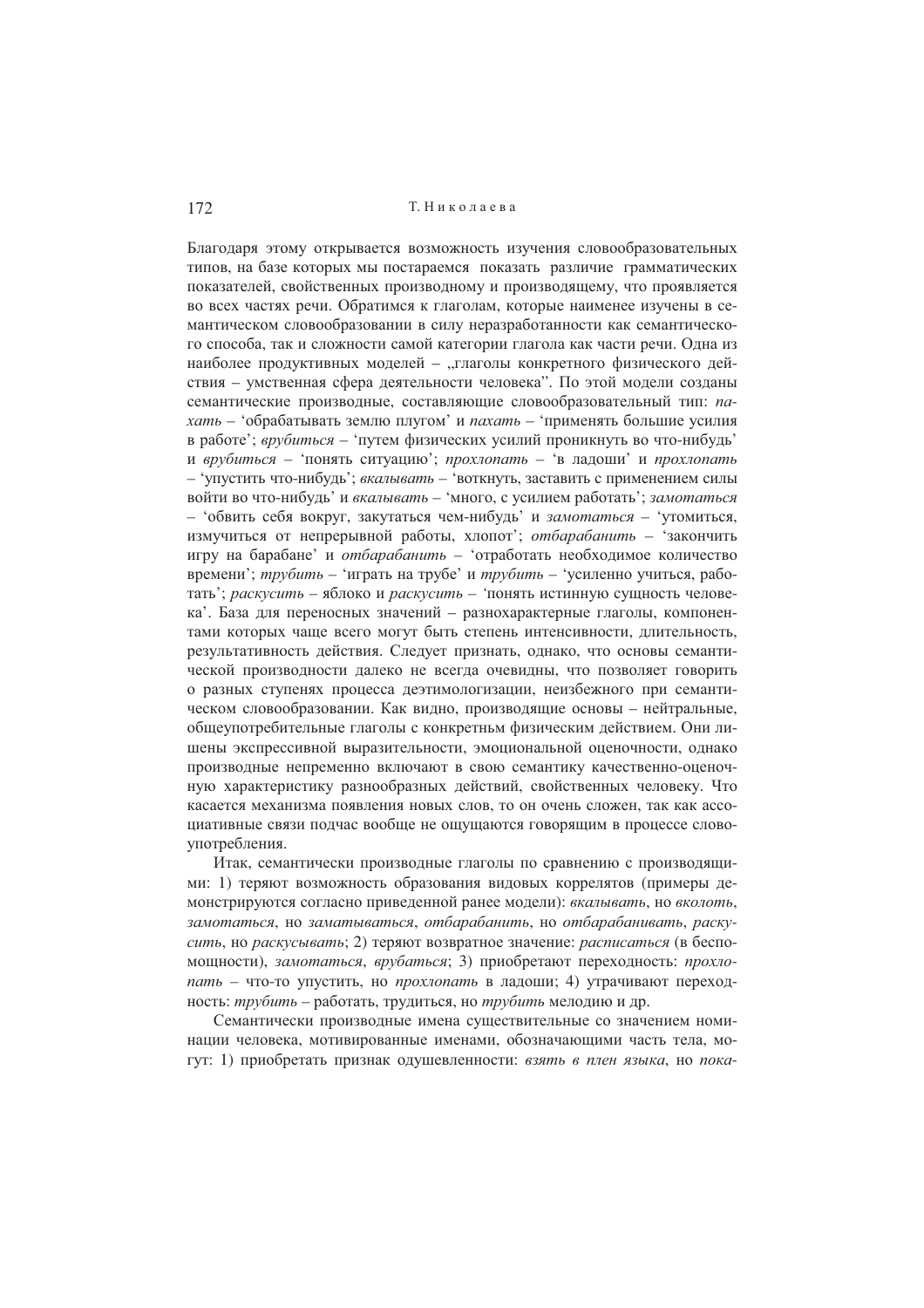Благодаря этому открывается возможность изучения словообразовательных типов, на базе которых мы постараемся показать различие грамматических показателей, свойственных производному и производящему, что проявляется во всех частях речи. Обратимся к глаголам, которые наименее изучены в семантическом словообразовании в силу неразработанности как семантического способа, так и сложности самой категории глагола как части речи. Одна из наиболее продуктивных моделей – „глаголы конкретного физического действия – умственная сфера деятельности человека". По этой модели созданы семантические производные, составляющие словообразовательный тип: *пахать* – 'обрабатывать землю плугом' и *пахать* – 'применять большие усилия в работе'; *врубиться* – 'путем физических усилий проникнуть во что-нибудь' и *врубиться* – 'понять ситуацию'; *прохлопать* – 'в ладоши' и *прохлопать* – 'упустить что-нибудь'; *вкалывать* – 'воткнуть, заставить с применением силы войти во что-нибудь' и *вкалывать* – 'много, с усилием работать'; *замотаться* – 'обвить себя вокруг, закутаться чем-нибудь' и *замотаться* – 'утомиться, измучиться от непрерывной работы, хлопот'; *отбарабанить* – 'закончить игру на барабане' и *отбарабанить* – 'отработать необходимое количество времени'; *трубить* – 'играть на трубе' и *трубить* – 'усиленно учиться, работать'; *раскусить* – яблоко и *раскусить* – 'понять истинную сущность человека'. База для переносных значений – разнохарактерные глаголы, компонентами которых чаще всего могут быть степень интенсивности, длительность, результативность действия. Следует признать, однако, что основы семантической производности далеко не всегда очевидны, что позволяет говорить о разных ступенях процесса деэтимологизации, неизбежного при семантическом словообразовании. Как видно, производящие основы – нейтральные, общеупотребительные глаголы с конкретньм физическим действием. Они лишены экспрессивной выразительности, эмоциональной оценочности, однако производные непременно включают в свою семантику качественно-оценочную характеристику разнообразных действий, свойственных человеку. Что касается механизма появления новых слов, то он очень сложен, так как ассоциативные связи подчас вообще не ощущаются говорящим в процессе словоупотребления.

Итак, семантически производные глаголы по сравнению с производящими: 1) теряют возможность образования видовых коррелятов (примеры демонстрируются согласно приведенной ранее модели): *вкалывать*, но *вколоть*, *замотаться*, но *заматываться*, *отбарабанить*, но *отбарабанивать*, *раскусить*, но *раскусывать*; 2) теряют возвратное значение: *расписаться* (в беспомощности), *замотаться*, *врубаться*; 3) приобретают переходность: *прохлопать* – что-то упустить, но *прохлопать* в ладоши; 4) утрачивают переходность: *трубить* – работать, трудиться, но *трубить* мелодию и др.

Семантически производные имена существительные со значением номинации человека, мотивированные именами, обозначающими часть тела, могут: 1) приобретать признак одушевленности: *взять в плен языка*, но *пока-*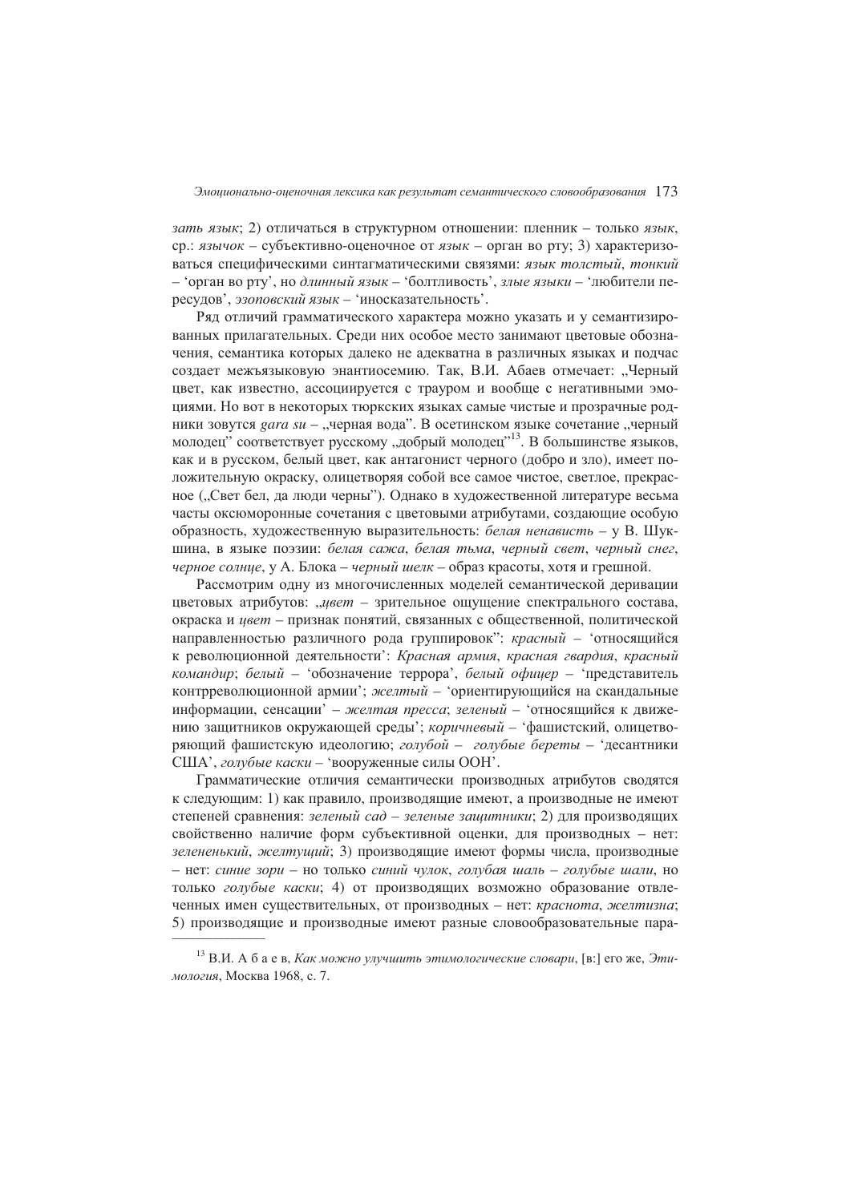*зать язык*; 2) отличаться в структурном отношении: пленник – только *язык*, ср.: *язычок* – субъективно-оценочное от *язык* – орган во рту; 3) характеризоваться специфическими синтагматическими связями: *язык толстый*, *тонкий* – 'орган во рту', но *длинный язык* – 'болтливость', *злые языки* – 'любители пересудов', *эзоповский язык* – 'иносказательность'.

Ряд отличий грамматического характера можно указать и у семантизированных прилагательных. Среди них особое место занимают цветовые обозначения, семантика которых далеко не адекватна в различных языках и подчас создает межъязыковую энантиосемию. Так, В.И. Абаев отмечает: „Черный цвет, как известно, ассоциируется с трауром и вообще с негативными эмоциями. Но вот в некоторых тюркских языках самые чистые и прозрачные родники зовутся *gara su* – „черная вода". В осетинском языке сочетание „черный молодец" соответствует русскому „добрый молодец"[13]. В большинстве языков, как и в русском, белый цвет, как антагонист черного (добро и зло), имеет положительную окраску, олицетворяя собой все самое чистое, светлое, прекрасное („Свет бел, да люди черны"). Однако в художественной литературе весьма часты оксюморонные сочетания с цветовыми атрибутами, создающие особую образность, художественную выразительность: *белая ненависть* – у В. Шукшина, в языке поэзии: *белая сажа*, *белая тьма*, *черный свет*, *черный снег*, *черное солнце*, у А. Блока – *черный шелк* – образ красоты, хотя и грешной.

Рассмотрим одну из многочисленных моделей семантической деривации цветовых атрибутов: „*цвет* – зрительное ощущение спектрального состава, окраска и *цвет* – признак понятий, связанных с общественной, политической направленностью различного рода группировок": *красный* – 'относящийся к революционной деятельности': *Красная армия*, *красная гвардия*, *красный командир*; *белый* – 'обозначение террора', *белый офицер* – 'представитель контрреволюционной армии'; *желтый* – 'ориентирующийся на скандальные информации, сенсации' – *желтая пресса*; *зеленый* – 'относящийся к движению защитников окружающей среды'; *коричневый* – 'фашистский, олицетворяющий фашистскую идеологию; *голубой* – *голубые береты* – 'десантники США', *голубые каски* – 'вооруженные силы ООН'.

Грамматические отличия семантически производных атрибутов сводятся к следующим: 1) как правило, производящие имеют, а производные не имеют степеней сравнения: *зеленый сад* – *зеленые защитники*; 2) для производящих свойственно наличие форм субъективной оценки, для производных – нет: *зелененький*, *желтущий*; 3) производящие имеют формы числа, производные – нет: *синие зори* – но только *синий чулок*, *голубая шаль* – *голубые шали*, но только *голубые каски*; 4) от производящих возможно образование отвлеченных имен существительных, от производных – нет: *краснота*, *желтизна*; 5) производящие и производные имеют разные словообразовательные пара-

---

[13] В.И. А б а е в, *Как можно улучшить этимологические словари*, [в:] его же, *Этимология*, Москва 1968, с. 7.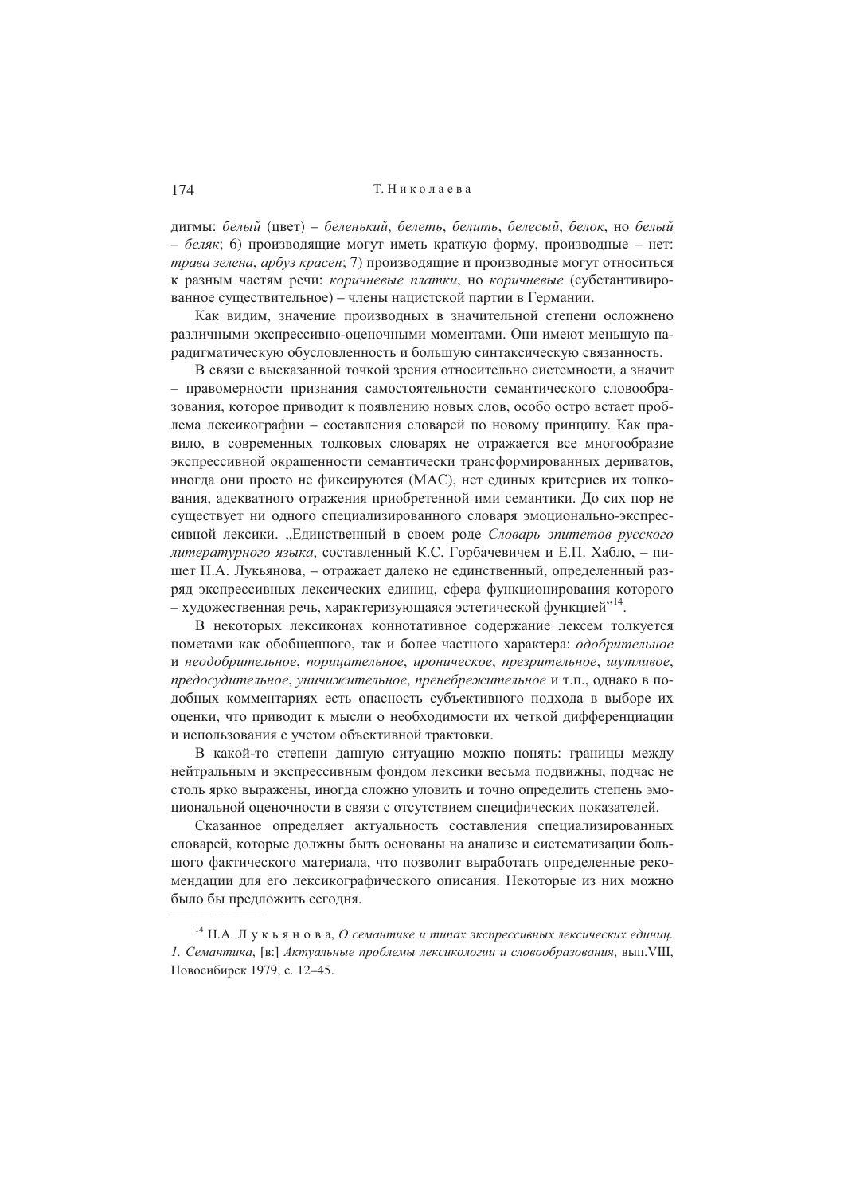дигмы: *белый* (цвет) – *беленький*, *белеть*, *белить*, *белесый*, *белок*, но *белый* – *беляк*; 6) производящие могут иметь краткую форму, производные – нет: *трава зелена*, *арбуз красен*; 7) производящие и производные могут относиться к разным частям речи: *коричневые платки*, но *коричневые* (субстантивированное существительное) – члены нацистской партии в Германии.

Как видим, значение производных в значительной степени осложнено различными экспрессивно-оценочными моментами. Они имеют меньшую парадигматическую обусловленность и большую синтаксическую связанность.

В связи с высказанной точкой зрения относительно системности, а значит – правомерности признания самостоятельности семантического словообразования, которое приводит к появлению новых слов, особо остро встает проблема лексикографии – составления словарей по новому принципу. Как правило, в современных толковых словарях не отражается все многообразие экспрессивной окрашенности семантически трансформированных дериватов, иногда они просто не фиксируются (МАС), нет единых критериев их толкования, адекватного отражения приобретенной ими семантики. До сих пор не существует ни одного специализированного словаря эмоционально-экспрессивной лексики. „Единственный в своем роде *Словарь эпитетов русского литературного языка*, составленный К.С. Горбачевичем и Е.П. Хабло, – пишет Н.А. Лукьянова, – отражает далеко не единственный, определенный разряд экспрессивных лексических единиц, сфера функционирования которого – художественная речь, характеризующаяся эстетической функцией"[14].

В некоторых лексиконах коннотативное содержание лексем толкуется пометами как обобщенного, так и более частного характера: *одобрительное* и *неодобрительное*, *порицательное*, *ироническое*, *презрительное*, *шутливое*, *предосудительное*, *уничижительное*, *пренебрежительное* и т.п., однако в подобных комментариях есть опасность субъективного подхода в выборе их оценки, что приводит к мысли о необходимости их четкой дифференциации и использования с учетом объективной трактовки.

В какой-то степени данную ситуацию можно понять: границы между нейтральным и экспрессивным фондом лексики весьма подвижны, подчас не столь ярко выражены, иногда сложно уловить и точно определить степень эмоциональной оценочности в связи с отсутствием специфических показателей.

Сказанное определяет актуальность составления специализированных словарей, которые должны быть основаны на анализе и систематизации большого фактического материала, что позволит выработать определенные рекомендации для его лексикографического описания. Некоторые из них можно было бы предложить сегодня.

---

[14] Н.А. Лукьянова, *О семантике и типах экспрессивных лексических единиц. 1. Семантика*, [в:] *Актуальные проблемы лексикологии и словообразования*, вып.VIII, Новосибирск 1979, с. 12–45.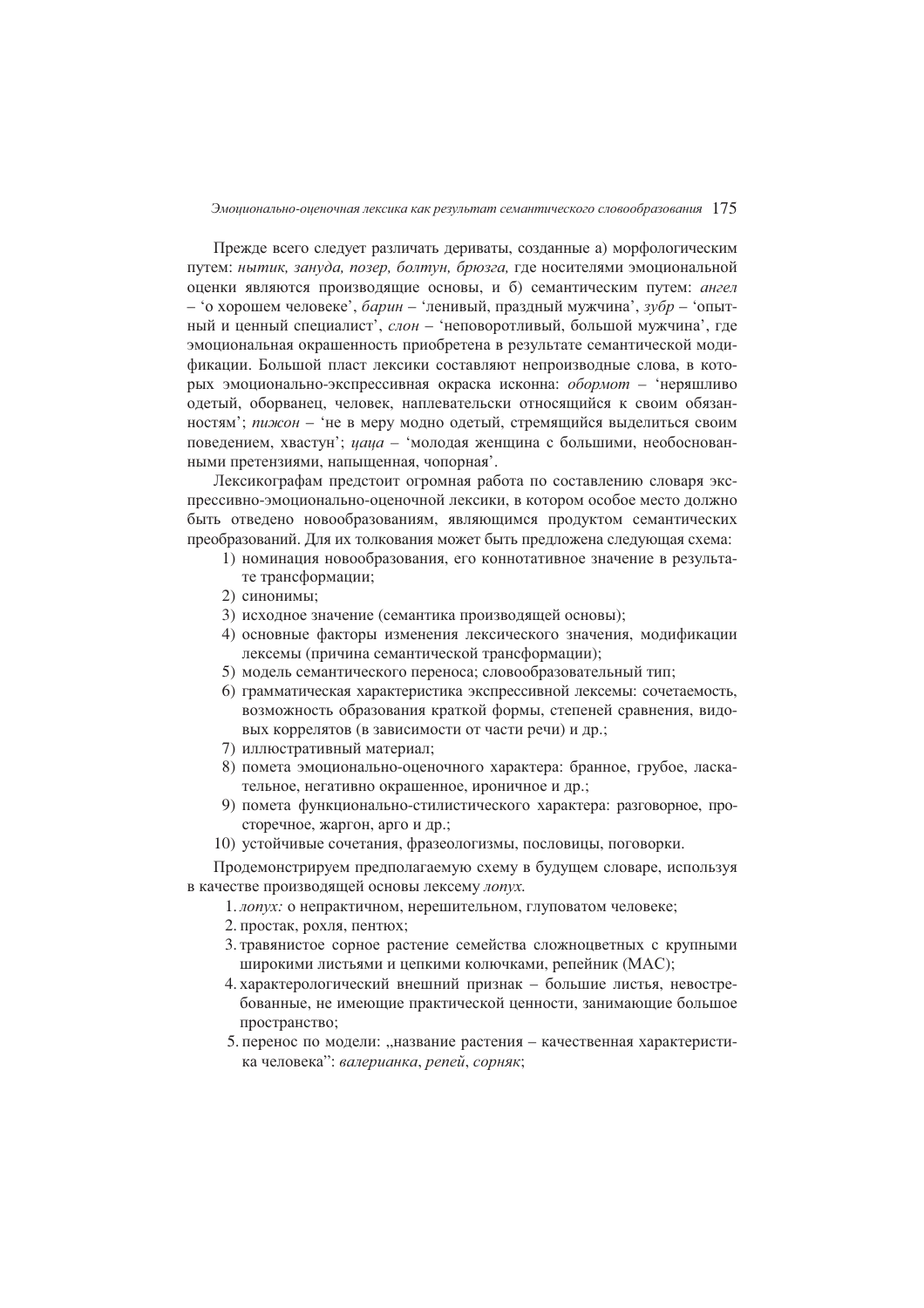Прежде всего следует различать дериваты, созданные а) морфологическим путем: *нытик, зануда, позер, болтун, брюзга,* где носителями эмоциональной оценки являются производящие основы, и б) семантическим путем: *ангел* – 'о хорошем человеке', *барин* – 'ленивый, праздный мужчина', *зубр* – 'опытный и ценный специалист', *слон* – 'неповоротливый, большой мужчина', где эмоциональная окрашенность приобретена в результате семантической модификации. Большой пласт лексики составляют непроизводные слова, в которых эмоционально-экспрессивная окраска исконна: *обормот* – 'неряшливо одетый, оборванец, человек, наплевательски относящийся к своим обязанностям'; *пижон* – 'не в меру модно одетый, стремящийся выделиться своим поведением, хвастун'; *цаца* – 'молодая женщина с большими, необоснованными претензиями, напыщенная, чопорная'.

Лексикографам предстоит огромная работа по составлению словаря экспрессивно-эмоционально-оценочной лексики, в котором особое место должно быть отведено новообразованиям, являющимся продуктом семантических преобразований. Для их толкования может быть предложена следующая схема:

1) номинация новообразования, его коннотативное значение в результате трансформации;
2) синонимы;
3) исходное значение (семантика производящей основы);
4) основные факторы изменения лексического значения, модификации лексемы (причина семантической трансформации);
5) модель семантического переноса; словообразовательный тип;
6) грамматическая характеристика экспрессивной лексемы: сочетаемость, возможность образования краткой формы, степеней сравнения, видовых коррелятов (в зависимости от части речи) и др.;
7) иллюстративный материал;
8) помета эмоционально-оценочного характера: бранное, грубое, ласкательное, негативно окрашенное, ироничное и др.;
9) помета функционально-стилистического характера: разговорное, просторечное, жаргон, арго и др.;
10) устойчивые сочетания, фразеологизмы, пословицы, поговорки.

Продемонстрируем предполагаемую схему в будущем словаре, используя в качестве производящей основы лексему *лопух.*

1. *лопух:* о непрактичном, нерешительном, глуповатом человеке;
2. простак, рохля, пентюх;
3. травянистое сорное растение семейства сложноцветных с крупными широкими листьями и цепкими колючками, репейник (МАС);
4. характерологический внешний признак – большие листья, невостребованные, не имеющие практической ценности, занимающие большое пространство;
5. перенос по модели: „название растения – качественная характеристика человека": *валерианка*, *репей*, *сорняк*;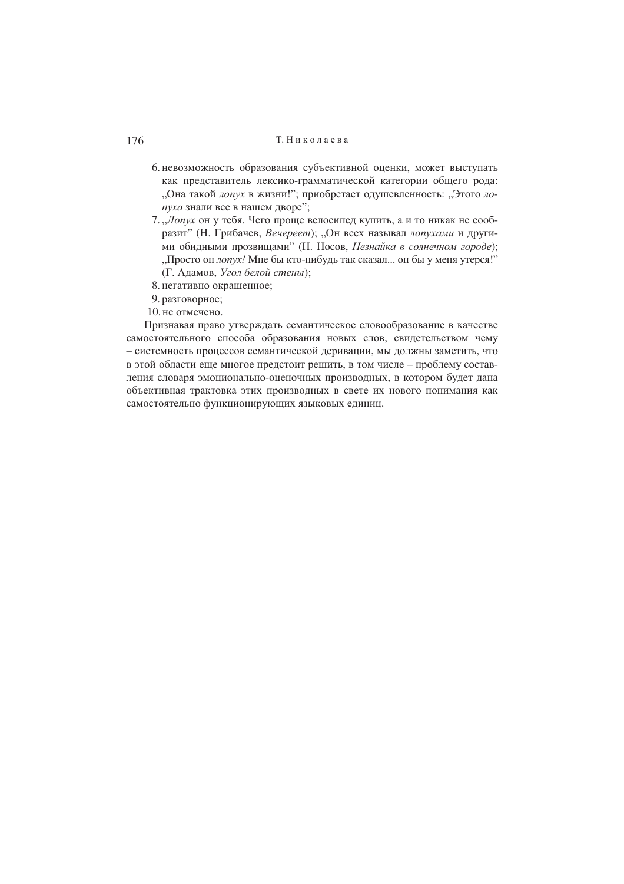6. невозможность образования субъективной оценки, может выступать как представитель лексико-грамматической категории общего рода: „Она такой *лопух* в жизни!"; приобретает одушевленность: „Этого *лопуха* знали все в нашем дворе";
7. „*Лопух* он у тебя. Чего проще велосипед купить, а и то никак не сообразит" (Н. Грибачев, *Вечереет*); „Он всех называл *лопухами* и другими обидными прозвищами" (Н. Носов, *Незнайка в солнечном городе*); „Просто он *лопух!* Мне бы кто-нибудь так сказал... он бы у меня утерся!" (Г. Адамов, *Угол белой стены*);
8. негативно окрашенное;
9. разговорное;
10. не отмечено.

Признавая право утверждать семантическое словообразование в качестве самостоятельного способа образования новых слов, свидетельством чему – системность процессов семантической деривации, мы должны заметить, что в этой области еще многое предстоит решить, в том числе – проблему составления словаря эмоционально-оценочных производных, в котором будет дана объективная трактовка этих производных в свете их нового понимания как самостоятельно функционирующих языковых единиц.